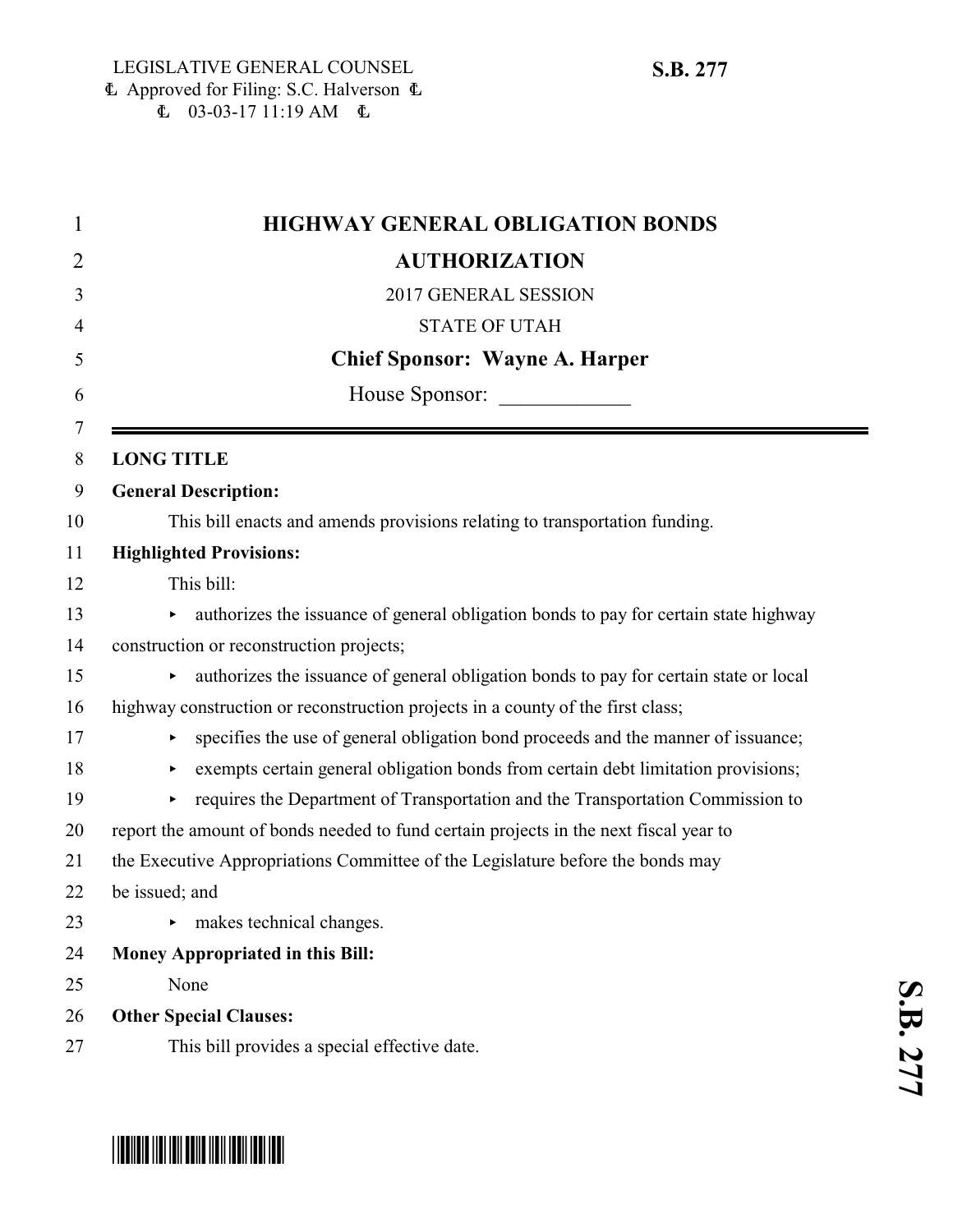LEGISLATIVE GENERAL COUNSEL
Approved for Filing: S.C. Halverson
03-03-17 11:19 AM

**S.B. 277**

# HIGHWAY GENERAL OBLIGATION BONDS AUTHORIZATION

2017 GENERAL SESSION

STATE OF UTAH

**Chief Sponsor: Wayne A. Harper**

House Sponsor: ____________

---

**LONG TITLE**

**General Description:**

This bill enacts and amends provisions relating to transportation funding.

**Highlighted Provisions:**

This bill:

- authorizes the issuance of general obligation bonds to pay for certain state highway construction or reconstruction projects;
- authorizes the issuance of general obligation bonds to pay for certain state or local highway construction or reconstruction projects in a county of the first class;
- specifies the use of general obligation bond proceeds and the manner of issuance;
- exempts certain general obligation bonds from certain debt limitation provisions;
- requires the Department of Transportation and the Transportation Commission to report the amount of bonds needed to fund certain projects in the next fiscal year to the Executive Appropriations Committee of the Legislature before the bonds may be issued; and
- makes technical changes.

**Money Appropriated in this Bill:**

None

**Other Special Clauses:**

This bill provides a special effective date.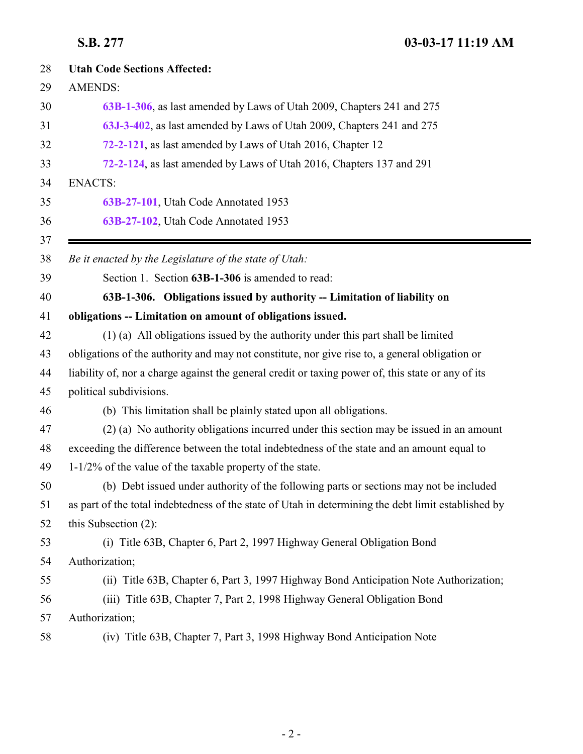**Utah Code Sections Affected:**

AMENDS:

**63B-1-306**, as last amended by Laws of Utah 2009, Chapters 241 and 275

**63J-3-402**, as last amended by Laws of Utah 2009, Chapters 241 and 275

**72-2-121**, as last amended by Laws of Utah 2016, Chapter 12

**72-2-124**, as last amended by Laws of Utah 2016, Chapters 137 and 291

ENACTS:

**63B-27-101**, Utah Code Annotated 1953

**63B-27-102**, Utah Code Annotated 1953

---

*Be it enacted by the Legislature of the state of Utah:*

Section 1. Section **63B-1-306** is amended to read:

**63B-1-306. Obligations issued by authority -- Limitation of liability on obligations -- Limitation on amount of obligations issued.**

(1) (a) All obligations issued by the authority under this part shall be limited obligations of the authority and may not constitute, nor give rise to, a general obligation or liability of, nor a charge against the general credit or taxing power of, this state or any of its political subdivisions.

(b) This limitation shall be plainly stated upon all obligations.

(2) (a) No authority obligations incurred under this section may be issued in an amount exceeding the difference between the total indebtedness of the state and an amount equal to 1-1/2% of the value of the taxable property of the state.

(b) Debt issued under authority of the following parts or sections may not be included as part of the total indebtedness of the state of Utah in determining the debt limit established by this Subsection (2):

(i) Title 63B, Chapter 6, Part 2, 1997 Highway General Obligation Bond Authorization;

(ii) Title 63B, Chapter 6, Part 3, 1997 Highway Bond Anticipation Note Authorization;

(iii) Title 63B, Chapter 7, Part 2, 1998 Highway General Obligation Bond Authorization;

(iv) Title 63B, Chapter 7, Part 3, 1998 Highway Bond Anticipation Note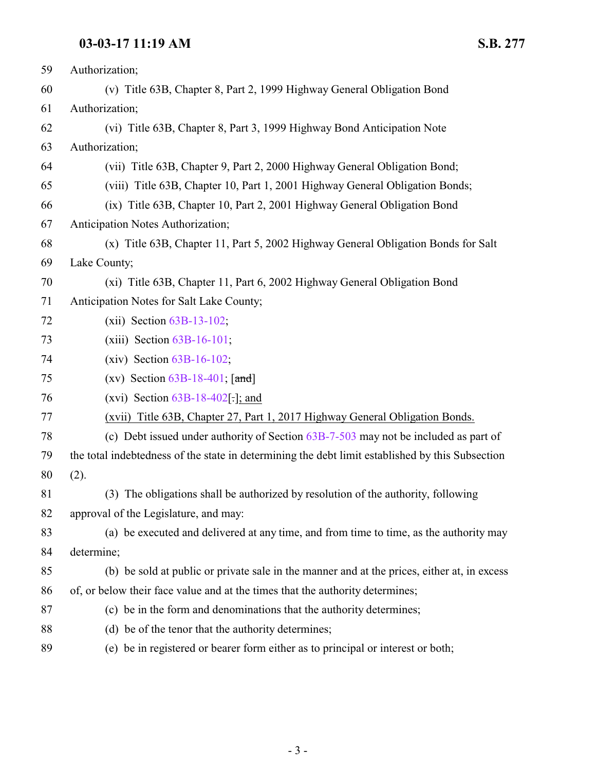59 Authorization;

60 (v) Title 63B, Chapter 8, Part 2, 1999 Highway General Obligation Bond

61 Authorization;

62 (vi) Title 63B, Chapter 8, Part 3, 1999 Highway Bond Anticipation Note

63 Authorization;

64 (vii) Title 63B, Chapter 9, Part 2, 2000 Highway General Obligation Bond;

65 (viii) Title 63B, Chapter 10, Part 1, 2001 Highway General Obligation Bonds;

66 (ix) Title 63B, Chapter 10, Part 2, 2001 Highway General Obligation Bond

67 Anticipation Notes Authorization;

68 (x) Title 63B, Chapter 11, Part 5, 2002 Highway General Obligation Bonds for Salt

69 Lake County;

70 (xi) Title 63B, Chapter 11, Part 6, 2002 Highway General Obligation Bond

71 Anticipation Notes for Salt Lake County;

72 (xii) Section 63B-13-102;

73 (xiii) Section 63B-16-101;

74 (xiv) Section 63B-16-102;

75 (xv) Section 63B-18-401; [~~and~~]

76 (xvi) Section 63B-18-402[~~.~~]; and

77 (xvii) Title 63B, Chapter 27, Part 1, 2017 Highway General Obligation Bonds.

78 (c) Debt issued under authority of Section 63B-7-503 may not be included as part of

79 the total indebtedness of the state in determining the debt limit established by this Subsection

80 (2).

81 (3) The obligations shall be authorized by resolution of the authority, following

82 approval of the Legislature, and may:

83 (a) be executed and delivered at any time, and from time to time, as the authority may

84 determine;

85 (b) be sold at public or private sale in the manner and at the prices, either at, in excess

86 of, or below their face value and at the times that the authority determines;

87 (c) be in the form and denominations that the authority determines;

88 (d) be of the tenor that the authority determines;

89 (e) be in registered or bearer form either as to principal or interest or both;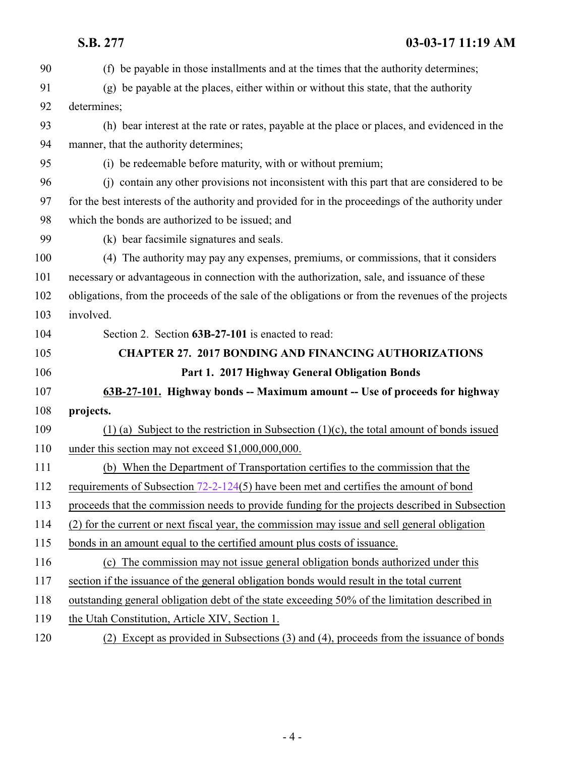(f) be payable in those installments and at the times that the authority determines;

(g) be payable at the places, either within or without this state, that the authority determines;

(h) bear interest at the rate or rates, payable at the place or places, and evidenced in the manner, that the authority determines;

(i) be redeemable before maturity, with or without premium;

(j) contain any other provisions not inconsistent with this part that are considered to be for the best interests of the authority and provided for in the proceedings of the authority under which the bonds are authorized to be issued; and

(k) bear facsimile signatures and seals.

(4) The authority may pay any expenses, premiums, or commissions, that it considers necessary or advantageous in connection with the authorization, sale, and issuance of these obligations, from the proceeds of the sale of the obligations or from the revenues of the projects involved.

Section 2. Section **63B-27-101** is enacted to read:

**CHAPTER 27. 2017 BONDING AND FINANCING AUTHORIZATIONS**

**Part 1. 2017 Highway General Obligation Bonds**

**63B-27-101. Highway bonds -- Maximum amount -- Use of proceeds for highway projects.**

(1) (a) Subject to the restriction in Subsection (1)(c), the total amount of bonds issued under this section may not exceed $1,000,000,000.

(b) When the Department of Transportation certifies to the commission that the requirements of Subsection 72-2-124(5) have been met and certifies the amount of bond proceeds that the commission needs to provide funding for the projects described in Subsection (2) for the current or next fiscal year, the commission may issue and sell general obligation bonds in an amount equal to the certified amount plus costs of issuance.

(c) The commission may not issue general obligation bonds authorized under this section if the issuance of the general obligation bonds would result in the total current outstanding general obligation debt of the state exceeding 50% of the limitation described in the Utah Constitution, Article XIV, Section 1.

(2) Except as provided in Subsections (3) and (4), proceeds from the issuance of bonds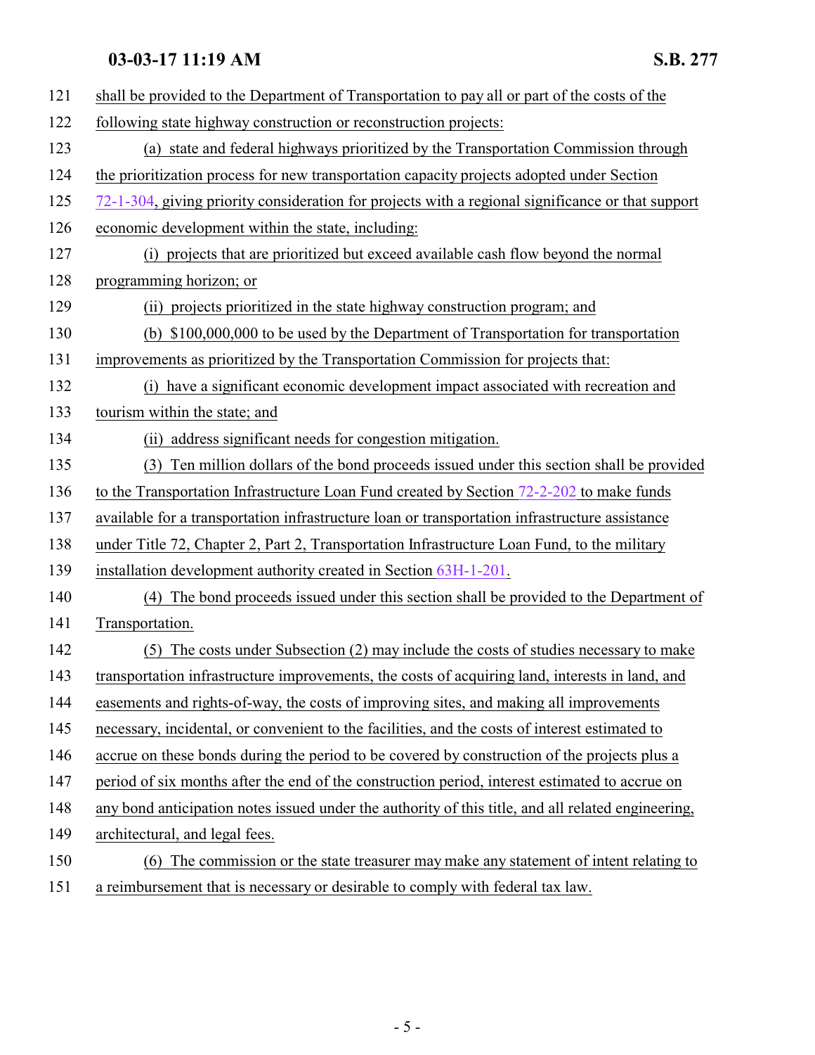shall be provided to the Department of Transportation to pay all or part of the costs of the following state highway construction or reconstruction projects:

(a) state and federal highways prioritized by the Transportation Commission through the prioritization process for new transportation capacity projects adopted under Section 72-1-304, giving priority consideration for projects with a regional significance or that support economic development within the state, including:

(i) projects that are prioritized but exceed available cash flow beyond the normal programming horizon; or

(ii) projects prioritized in the state highway construction program; and

(b) $100,000,000 to be used by the Department of Transportation for transportation improvements as prioritized by the Transportation Commission for projects that:

(i) have a significant economic development impact associated with recreation and tourism within the state; and

(ii) address significant needs for congestion mitigation.

(3) Ten million dollars of the bond proceeds issued under this section shall be provided to the Transportation Infrastructure Loan Fund created by Section 72-2-202 to make funds available for a transportation infrastructure loan or transportation infrastructure assistance under Title 72, Chapter 2, Part 2, Transportation Infrastructure Loan Fund, to the military installation development authority created in Section 63H-1-201.

(4) The bond proceeds issued under this section shall be provided to the Department of Transportation.

(5) The costs under Subsection (2) may include the costs of studies necessary to make transportation infrastructure improvements, the costs of acquiring land, interests in land, and easements and rights-of-way, the costs of improving sites, and making all improvements necessary, incidental, or convenient to the facilities, and the costs of interest estimated to accrue on these bonds during the period to be covered by construction of the projects plus a period of six months after the end of the construction period, interest estimated to accrue on any bond anticipation notes issued under the authority of this title, and all related engineering, architectural, and legal fees.

(6) The commission or the state treasurer may make any statement of intent relating to a reimbursement that is necessary or desirable to comply with federal tax law.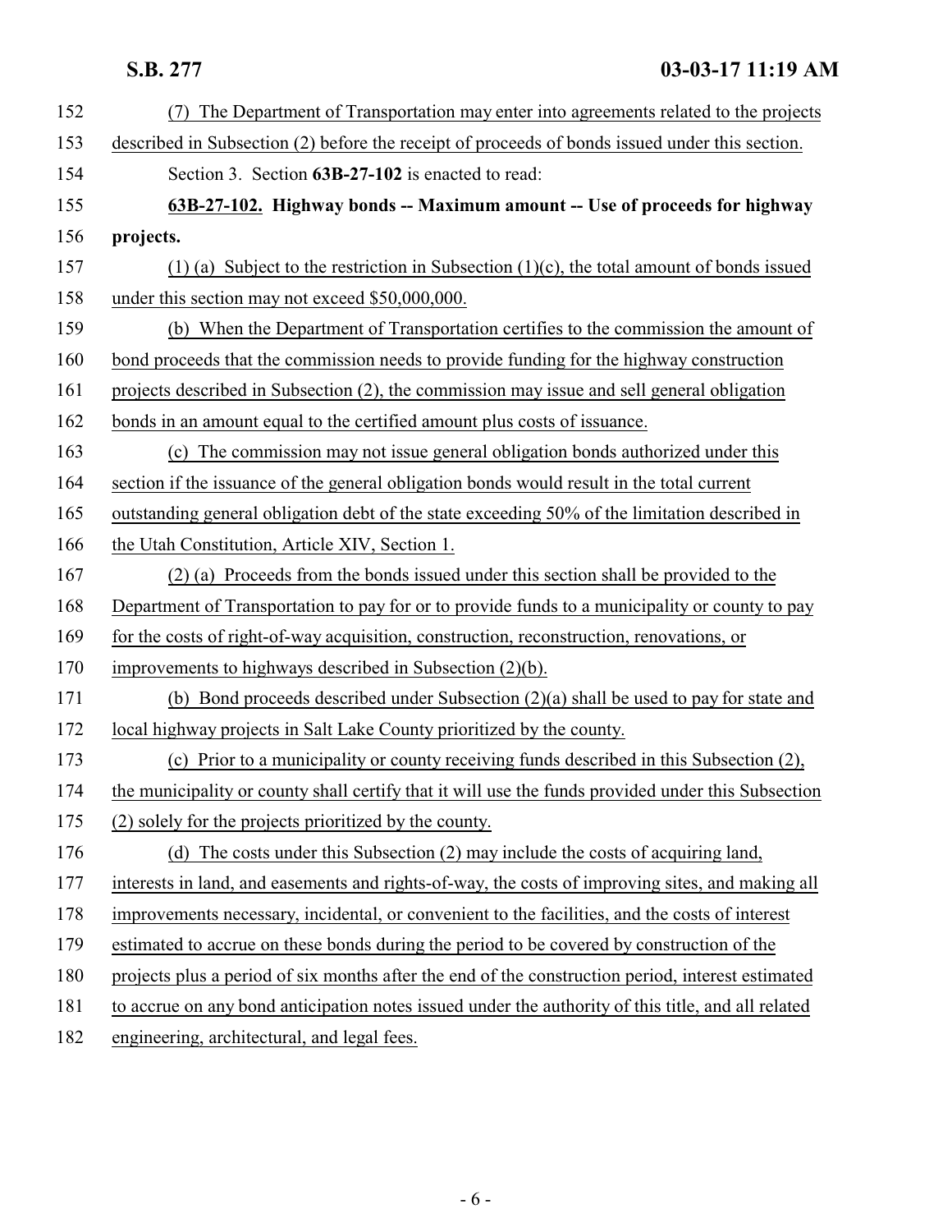(7) The Department of Transportation may enter into agreements related to the projects described in Subsection (2) before the receipt of proceeds of bonds issued under this section.

Section 3. Section **63B-27-102** is enacted to read:

**63B-27-102. Highway bonds -- Maximum amount -- Use of proceeds for highway projects.**

(1) (a) Subject to the restriction in Subsection (1)(c), the total amount of bonds issued under this section may not exceed $50,000,000.

(b) When the Department of Transportation certifies to the commission the amount of bond proceeds that the commission needs to provide funding for the highway construction projects described in Subsection (2), the commission may issue and sell general obligation bonds in an amount equal to the certified amount plus costs of issuance.

(c) The commission may not issue general obligation bonds authorized under this section if the issuance of the general obligation bonds would result in the total current outstanding general obligation debt of the state exceeding 50% of the limitation described in the Utah Constitution, Article XIV, Section 1.

(2) (a) Proceeds from the bonds issued under this section shall be provided to the Department of Transportation to pay for or to provide funds to a municipality or county to pay for the costs of right-of-way acquisition, construction, reconstruction, renovations, or improvements to highways described in Subsection (2)(b).

(b) Bond proceeds described under Subsection (2)(a) shall be used to pay for state and local highway projects in Salt Lake County prioritized by the county.

(c) Prior to a municipality or county receiving funds described in this Subsection (2), the municipality or county shall certify that it will use the funds provided under this Subsection (2) solely for the projects prioritized by the county.

(d) The costs under this Subsection (2) may include the costs of acquiring land, interests in land, and easements and rights-of-way, the costs of improving sites, and making all improvements necessary, incidental, or convenient to the facilities, and the costs of interest estimated to accrue on these bonds during the period to be covered by construction of the projects plus a period of six months after the end of the construction period, interest estimated to accrue on any bond anticipation notes issued under the authority of this title, and all related engineering, architectural, and legal fees.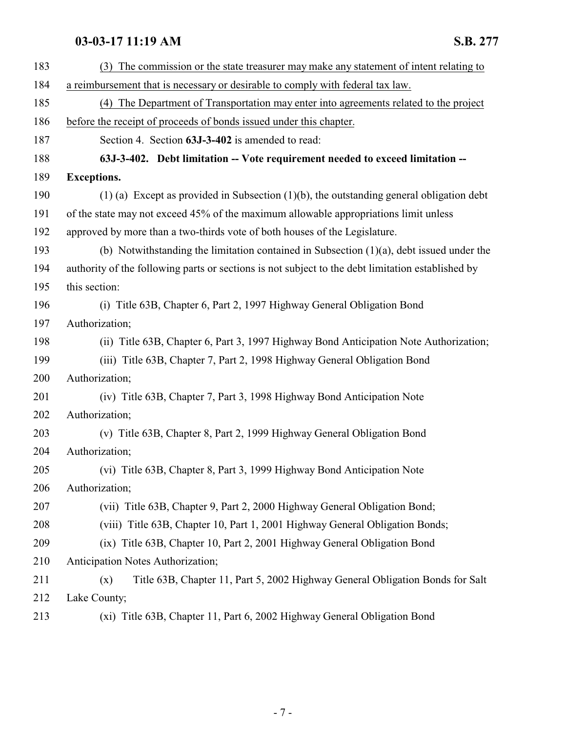(3) The commission or the state treasurer may make any statement of intent relating to a reimbursement that is necessary or desirable to comply with federal tax law.

(4) The Department of Transportation may enter into agreements related to the project before the receipt of proceeds of bonds issued under this chapter.

Section 4. Section **63J-3-402** is amended to read:

**63J-3-402. Debt limitation -- Vote requirement needed to exceed limitation -- Exceptions.**

(1) (a) Except as provided in Subsection (1)(b), the outstanding general obligation debt of the state may not exceed 45% of the maximum allowable appropriations limit unless approved by more than a two-thirds vote of both houses of the Legislature.

(b) Notwithstanding the limitation contained in Subsection (1)(a), debt issued under the authority of the following parts or sections is not subject to the debt limitation established by this section:

(i) Title 63B, Chapter 6, Part 2, 1997 Highway General Obligation Bond Authorization;

(ii) Title 63B, Chapter 6, Part 3, 1997 Highway Bond Anticipation Note Authorization;

(iii) Title 63B, Chapter 7, Part 2, 1998 Highway General Obligation Bond Authorization;

(iv) Title 63B, Chapter 7, Part 3, 1998 Highway Bond Anticipation Note Authorization;

(v) Title 63B, Chapter 8, Part 2, 1999 Highway General Obligation Bond Authorization;

(vi) Title 63B, Chapter 8, Part 3, 1999 Highway Bond Anticipation Note Authorization;

(vii) Title 63B, Chapter 9, Part 2, 2000 Highway General Obligation Bond;

(viii) Title 63B, Chapter 10, Part 1, 2001 Highway General Obligation Bonds;

(ix) Title 63B, Chapter 10, Part 2, 2001 Highway General Obligation Bond Anticipation Notes Authorization;

(x) Title 63B, Chapter 11, Part 5, 2002 Highway General Obligation Bonds for Salt Lake County;

(xi) Title 63B, Chapter 11, Part 6, 2002 Highway General Obligation Bond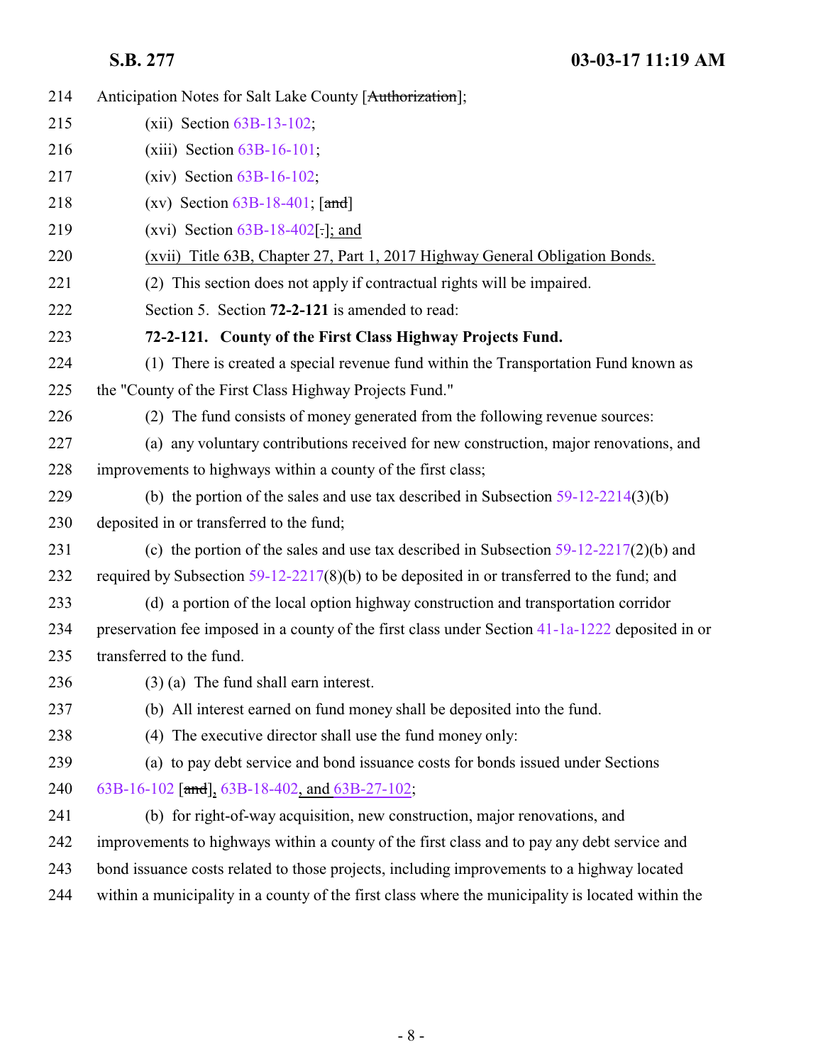214 Anticipation Notes for Salt Lake County [~~Authorization~~];

215 (xii) Section 63B-13-102;

216 (xiii) Section 63B-16-101;

217 (xiv) Section 63B-16-102;

218 (xv) Section 63B-18-401; [~~and~~]

219 (xvi) Section 63B-18-402[~~.~~]; and

220 (xvii) Title 63B, Chapter 27, Part 1, 2017 Highway General Obligation Bonds.

221 (2) This section does not apply if contractual rights will be impaired.

222 Section 5. Section **72-2-121** is amended to read:

223 **72-2-121. County of the First Class Highway Projects Fund.**

224 (1) There is created a special revenue fund within the Transportation Fund known as

225 the "County of the First Class Highway Projects Fund."

226 (2) The fund consists of money generated from the following revenue sources:

227 (a) any voluntary contributions received for new construction, major renovations, and

228 improvements to highways within a county of the first class;

229 (b) the portion of the sales and use tax described in Subsection 59-12-2214(3)(b)

230 deposited in or transferred to the fund;

231 (c) the portion of the sales and use tax described in Subsection 59-12-2217(2)(b) and

232 required by Subsection 59-12-2217(8)(b) to be deposited in or transferred to the fund; and

233 (d) a portion of the local option highway construction and transportation corridor

234 preservation fee imposed in a county of the first class under Section 41-1a-1222 deposited in or

235 transferred to the fund.

236 (3) (a) The fund shall earn interest.

237 (b) All interest earned on fund money shall be deposited into the fund.

238 (4) The executive director shall use the fund money only:

239 (a) to pay debt service and bond issuance costs for bonds issued under Sections

240 63B-16-102 [~~and~~], 63B-18-402, and 63B-27-102;

241 (b) for right-of-way acquisition, new construction, major renovations, and

242 improvements to highways within a county of the first class and to pay any debt service and

243 bond issuance costs related to those projects, including improvements to a highway located

244 within a municipality in a county of the first class where the municipality is located within the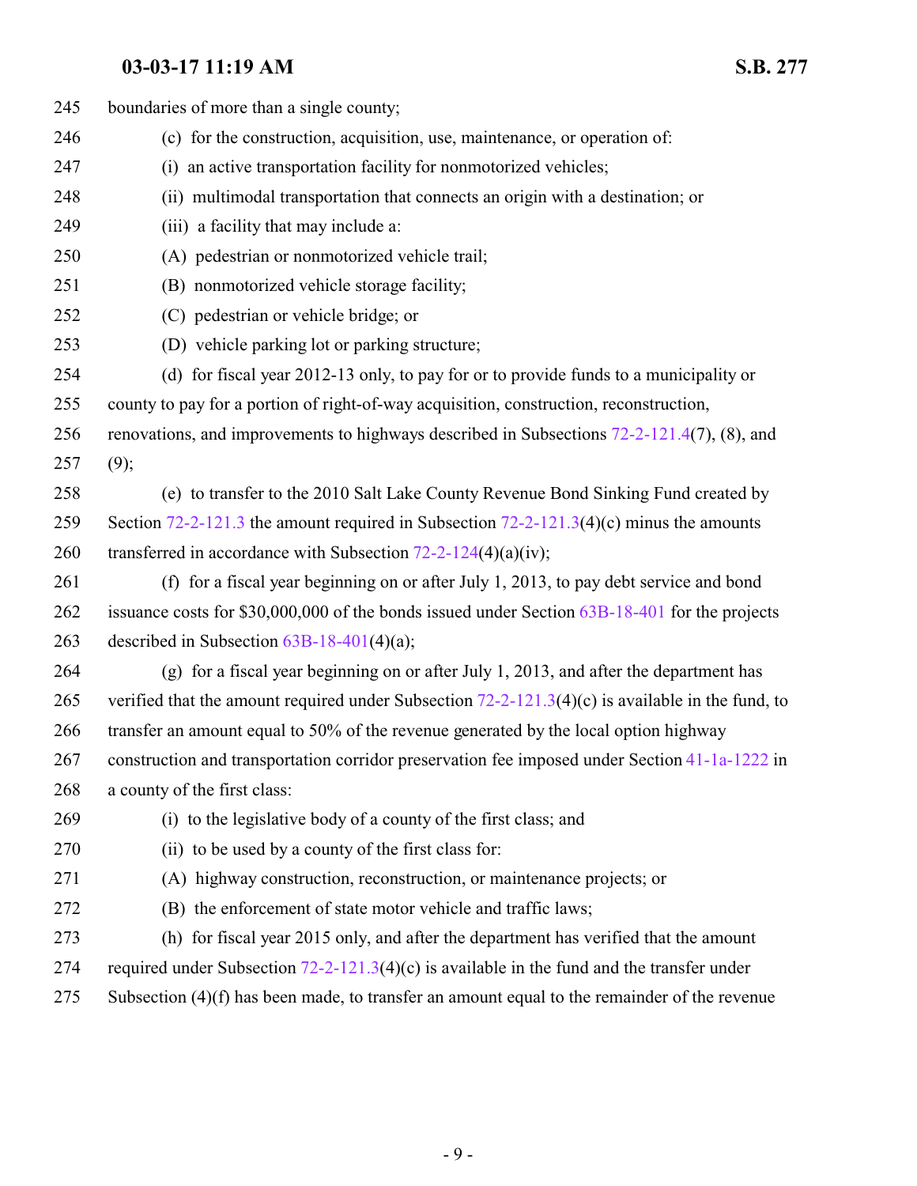boundaries of more than a single county;

(c) for the construction, acquisition, use, maintenance, or operation of:

(i) an active transportation facility for nonmotorized vehicles;

(ii) multimodal transportation that connects an origin with a destination; or

(iii) a facility that may include a:

(A) pedestrian or nonmotorized vehicle trail;

(B) nonmotorized vehicle storage facility;

(C) pedestrian or vehicle bridge; or

(D) vehicle parking lot or parking structure;

(d) for fiscal year 2012-13 only, to pay for or to provide funds to a municipality or county to pay for a portion of right-of-way acquisition, construction, reconstruction, renovations, and improvements to highways described in Subsections 72-2-121.4(7), (8), and (9);

(e) to transfer to the 2010 Salt Lake County Revenue Bond Sinking Fund created by Section 72-2-121.3 the amount required in Subsection 72-2-121.3(4)(c) minus the amounts transferred in accordance with Subsection 72-2-124(4)(a)(iv);

(f) for a fiscal year beginning on or after July 1, 2013, to pay debt service and bond issuance costs for $30,000,000 of the bonds issued under Section 63B-18-401 for the projects described in Subsection 63B-18-401(4)(a);

(g) for a fiscal year beginning on or after July 1, 2013, and after the department has verified that the amount required under Subsection 72-2-121.3(4)(c) is available in the fund, to transfer an amount equal to 50% of the revenue generated by the local option highway construction and transportation corridor preservation fee imposed under Section 41-1a-1222 in a county of the first class:

(i) to the legislative body of a county of the first class; and

(ii) to be used by a county of the first class for:

(A) highway construction, reconstruction, or maintenance projects; or

(B) the enforcement of state motor vehicle and traffic laws;

(h) for fiscal year 2015 only, and after the department has verified that the amount required under Subsection 72-2-121.3(4)(c) is available in the fund and the transfer under Subsection (4)(f) has been made, to transfer an amount equal to the remainder of the revenue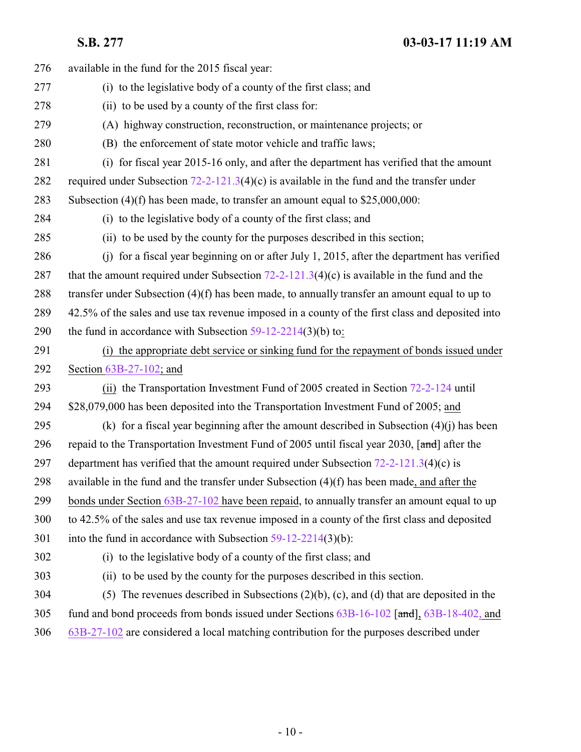available in the fund for the 2015 fiscal year:

(i) to the legislative body of a county of the first class; and

(ii) to be used by a county of the first class for:

(A) highway construction, reconstruction, or maintenance projects; or

(B) the enforcement of state motor vehicle and traffic laws;

(i) for fiscal year 2015-16 only, and after the department has verified that the amount required under Subsection 72-2-121.3(4)(c) is available in the fund and the transfer under Subsection (4)(f) has been made, to transfer an amount equal to $25,000,000:

(i) to the legislative body of a county of the first class; and

(ii) to be used by the county for the purposes described in this section;

(j) for a fiscal year beginning on or after July 1, 2015, after the department has verified that the amount required under Subsection 72-2-121.3(4)(c) is available in the fund and the transfer under Subsection (4)(f) has been made, to annually transfer an amount equal to up to 42.5% of the sales and use tax revenue imposed in a county of the first class and deposited into the fund in accordance with Subsection 59-12-2214(3)(b) to:

(i) the appropriate debt service or sinking fund for the repayment of bonds issued under Section 63B-27-102; and

(ii) the Transportation Investment Fund of 2005 created in Section 72-2-124 until $28,079,000 has been deposited into the Transportation Investment Fund of 2005; and

(k) for a fiscal year beginning after the amount described in Subsection (4)(j) has been repaid to the Transportation Investment Fund of 2005 until fiscal year 2030, [~~and~~] after the department has verified that the amount required under Subsection 72-2-121.3(4)(c) is available in the fund and the transfer under Subsection (4)(f) has been made, and after the bonds under Section 63B-27-102 have been repaid, to annually transfer an amount equal to up to 42.5% of the sales and use tax revenue imposed in a county of the first class and deposited into the fund in accordance with Subsection 59-12-2214(3)(b):

(i) to the legislative body of a county of the first class; and

(ii) to be used by the county for the purposes described in this section.

(5) The revenues described in Subsections (2)(b), (c), and (d) that are deposited in the fund and bond proceeds from bonds issued under Sections 63B-16-102 [~~and~~], 63B-18-402, and 63B-27-102 are considered a local matching contribution for the purposes described under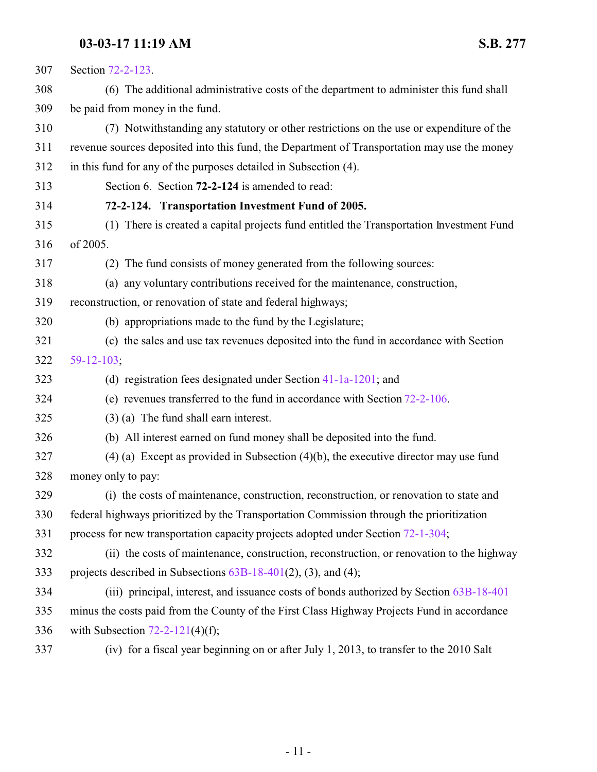Section 72-2-123.

(6) The additional administrative costs of the department to administer this fund shall be paid from money in the fund.

(7) Notwithstanding any statutory or other restrictions on the use or expenditure of the revenue sources deposited into this fund, the Department of Transportation may use the money in this fund for any of the purposes detailed in Subsection (4).

Section 6. Section **72-2-124** is amended to read:

**72-2-124. Transportation Investment Fund of 2005.**

(1) There is created a capital projects fund entitled the Transportation Investment Fund of 2005.

(2) The fund consists of money generated from the following sources:

(a) any voluntary contributions received for the maintenance, construction, reconstruction, or renovation of state and federal highways;

(b) appropriations made to the fund by the Legislature;

(c) the sales and use tax revenues deposited into the fund in accordance with Section 59-12-103;

(d) registration fees designated under Section 41-1a-1201; and

(e) revenues transferred to the fund in accordance with Section 72-2-106.

(3) (a) The fund shall earn interest.

(b) All interest earned on fund money shall be deposited into the fund.

(4) (a) Except as provided in Subsection (4)(b), the executive director may use fund money only to pay:

(i) the costs of maintenance, construction, reconstruction, or renovation to state and federal highways prioritized by the Transportation Commission through the prioritization process for new transportation capacity projects adopted under Section 72-1-304;

(ii) the costs of maintenance, construction, reconstruction, or renovation to the highway projects described in Subsections 63B-18-401(2), (3), and (4);

(iii) principal, interest, and issuance costs of bonds authorized by Section 63B-18-401 minus the costs paid from the County of the First Class Highway Projects Fund in accordance with Subsection 72-2-121(4)(f);

(iv) for a fiscal year beginning on or after July 1, 2013, to transfer to the 2010 Salt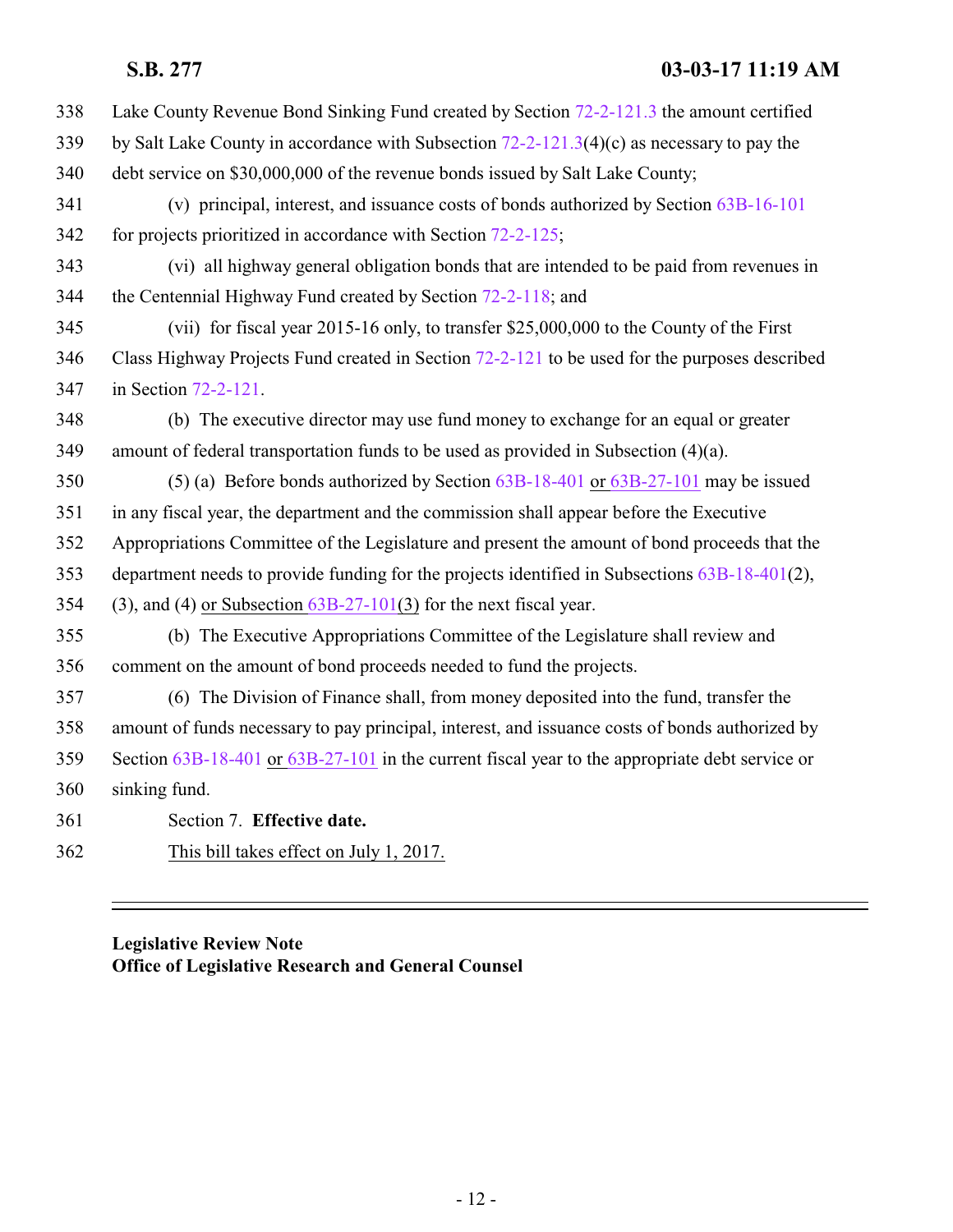Lake County Revenue Bond Sinking Fund created by Section 72-2-121.3 the amount certified by Salt Lake County in accordance with Subsection 72-2-121.3(4)(c) as necessary to pay the debt service on $30,000,000 of the revenue bonds issued by Salt Lake County;

(v) principal, interest, and issuance costs of bonds authorized by Section 63B-16-101 for projects prioritized in accordance with Section 72-2-125;

(vi) all highway general obligation bonds that are intended to be paid from revenues in the Centennial Highway Fund created by Section 72-2-118; and

(vii) for fiscal year 2015-16 only, to transfer $25,000,000 to the County of the First Class Highway Projects Fund created in Section 72-2-121 to be used for the purposes described in Section 72-2-121.

(b) The executive director may use fund money to exchange for an equal or greater amount of federal transportation funds to be used as provided in Subsection (4)(a).

(5) (a) Before bonds authorized by Section 63B-18-401 or 63B-27-101 may be issued in any fiscal year, the department and the commission shall appear before the Executive Appropriations Committee of the Legislature and present the amount of bond proceeds that the department needs to provide funding for the projects identified in Subsections 63B-18-401(2), (3), and (4) or Subsection 63B-27-101(3) for the next fiscal year.

(b) The Executive Appropriations Committee of the Legislature shall review and comment on the amount of bond proceeds needed to fund the projects.

(6) The Division of Finance shall, from money deposited into the fund, transfer the amount of funds necessary to pay principal, interest, and issuance costs of bonds authorized by Section 63B-18-401 or 63B-27-101 in the current fiscal year to the appropriate debt service or sinking fund.

Section 7. **Effective date.**

This bill takes effect on July 1, 2017.

---

**Legislative Review Note**
**Office of Legislative Research and General Counsel**